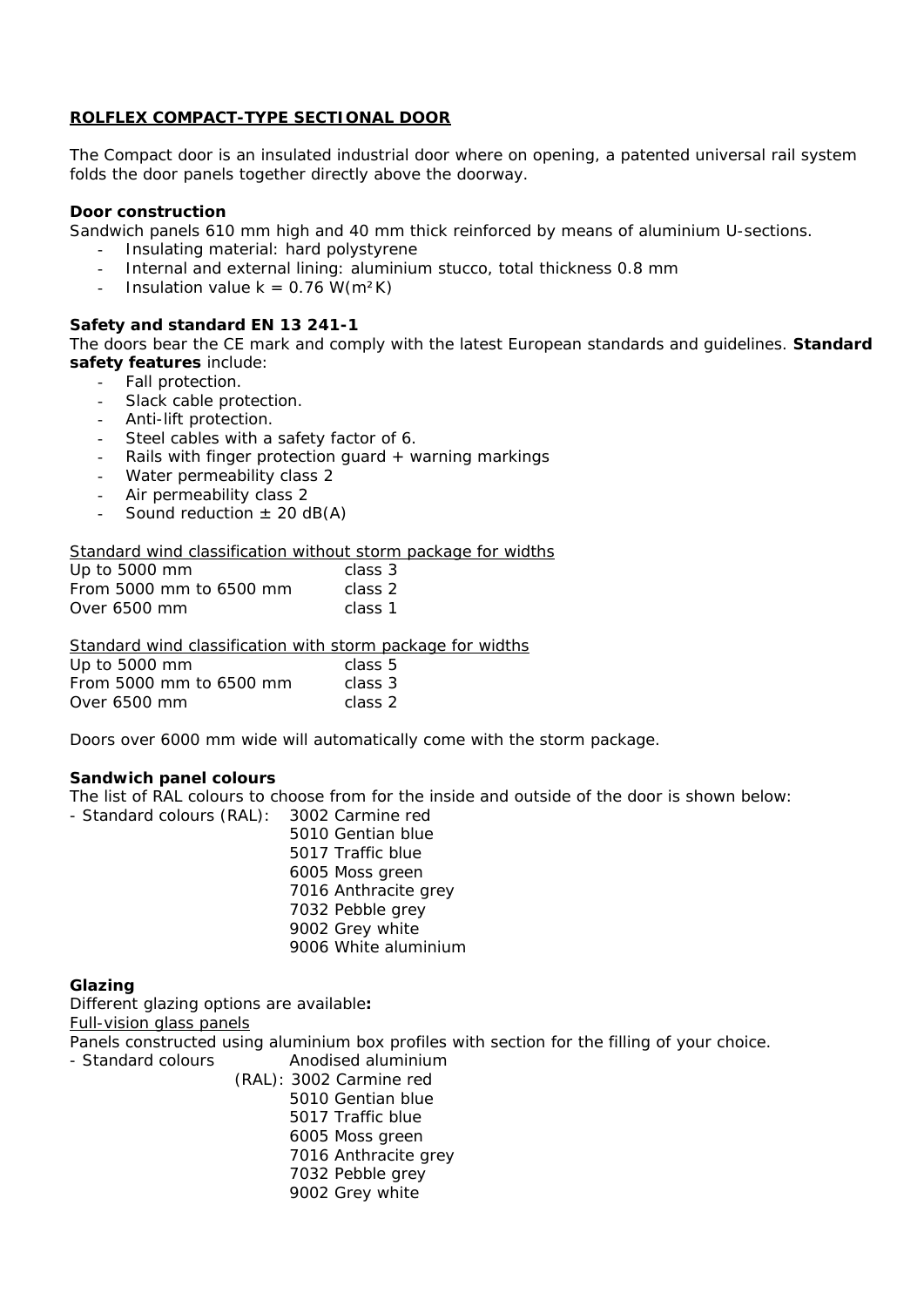# ROLFLEX COMPACT-TYPE SECTIONAL DOOR

The Compact door is an insulated industrial door where on opening, a patented universal rail system folds the door panels together directly above the doorway.

**Door construction**

Sandwich panels 610 mm high and 40 mm thick reinforced by means of aluminium U-sections.

- Insulating material: hard polystyrene
- Internal and external lining: aluminium stucco, total thickness 0.8 mm
- Insulation value $k = 0.76$ W(m²K)

**Safety and standard EN 13 241-1**

The doors bear the CE mark and comply with the latest European standards and guidelines. **Standard safety features** include:

- Fall protection.
- Slack cable protection.
- Anti-lift protection.
- Steel cables with a safety factor of 6.
- Rails with finger protection guard + warning markings
- Water permeability class 2
- Air permeability class 2
- Sound reduction ± 20 dB(A)

<u>Standard wind classification without storm package for widths</u>

| | |
|---|---|
| Up to 5000 mm | class 3 |
| From 5000 mm to 6500 mm | class 2 |
| Over 6500 mm | class 1 |

<u>Standard wind classification with storm package for widths</u>

| | |
|---|---|
| Up to 5000 mm | class 5 |
| From 5000 mm to 6500 mm | class 3 |
| Over 6500 mm | class 2 |

Doors over 6000 mm wide will automatically come with the storm package.

**Sandwich panel colours**

The list of RAL colours to choose from for the inside and outside of the door is shown below:

- Standard colours (RAL):
  - 3002 Carmine red
  - 5010 Gentian blue
  - 5017 Traffic blue
  - 6005 Moss green
  - 7016 Anthracite grey
  - 7032 Pebble grey
  - 9002 Grey white
  - 9006 White aluminium

**Glazing**

Different glazing options are available**:**

<u>Full-vision glass panels</u>

Panels constructed using aluminium box profiles with section for the filling of your choice.

- Standard colours: Anodised aluminium
  - (RAL): 3002 Carmine red
  - 5010 Gentian blue
  - 5017 Traffic blue
  - 6005 Moss green
  - 7016 Anthracite grey
  - 7032 Pebble grey
  - 9002 Grey white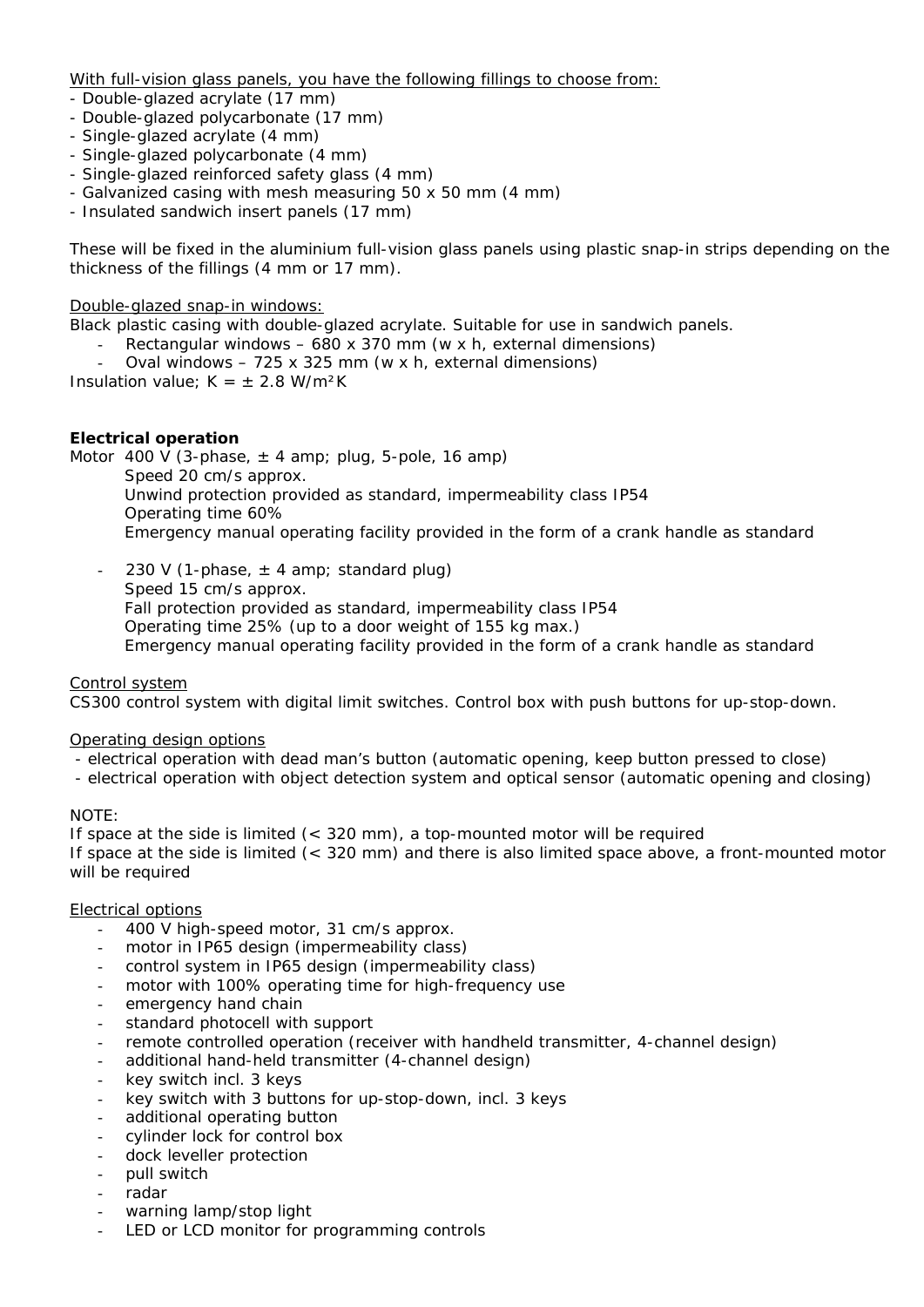With full-vision glass panels, you have the following fillings to choose from:

- Double-glazed acrylate (17 mm)
- Double-glazed polycarbonate (17 mm)
- Single-glazed acrylate (4 mm)
- Single-glazed polycarbonate (4 mm)
- Single-glazed reinforced safety glass (4 mm)
- Galvanized casing with mesh measuring 50 x 50 mm (4 mm)
- Insulated sandwich insert panels (17 mm)

These will be fixed in the aluminium full-vision glass panels using plastic snap-in strips depending on the thickness of the fillings (4 mm or 17 mm).

Double-glazed snap-in windows:

Black plastic casing with double-glazed acrylate. Suitable for use in sandwich panels.

- Rectangular windows – 680 x 370 mm (w x h, external dimensions)
- Oval windows – 725 x 325 mm (w x h, external dimensions)

Insulation value; K = ± 2.8 W/m²K

**Electrical operation**

Motor 400 V (3-phase, ± 4 amp; plug, 5-pole, 16 amp)
Speed 20 cm/s approx.
Unwind protection provided as standard, impermeability class IP54
Operating time 60%
Emergency manual operating facility provided in the form of a crank handle as standard

- 230 V (1-phase, ± 4 amp; standard plug)
  Speed 15 cm/s approx.
  Fall protection provided as standard, impermeability class IP54
  Operating time 25% (up to a door weight of 155 kg max.)
  Emergency manual operating facility provided in the form of a crank handle as standard

Control system

CS300 control system with digital limit switches. Control box with push buttons for up-stop-down.

Operating design options

- electrical operation with dead man's button (automatic opening, keep button pressed to close)
- electrical operation with object detection system and optical sensor (automatic opening and closing)

NOTE:
If space at the side is limited (< 320 mm), a top-mounted motor will be required
If space at the side is limited (< 320 mm) and there is also limited space above, a front-mounted motor will be required

Electrical options

- 400 V high-speed motor, 31 cm/s approx.
- motor in IP65 design (impermeability class)
- control system in IP65 design (impermeability class)
- motor with 100% operating time for high-frequency use
- emergency hand chain
- standard photocell with support
- remote controlled operation (receiver with handheld transmitter, 4-channel design)
- additional hand-held transmitter (4-channel design)
- key switch incl. 3 keys
- key switch with 3 buttons for up-stop-down, incl. 3 keys
- additional operating button
- cylinder lock for control box
- dock leveller protection
- pull switch
- radar
- warning lamp/stop light
- LED or LCD monitor for programming controls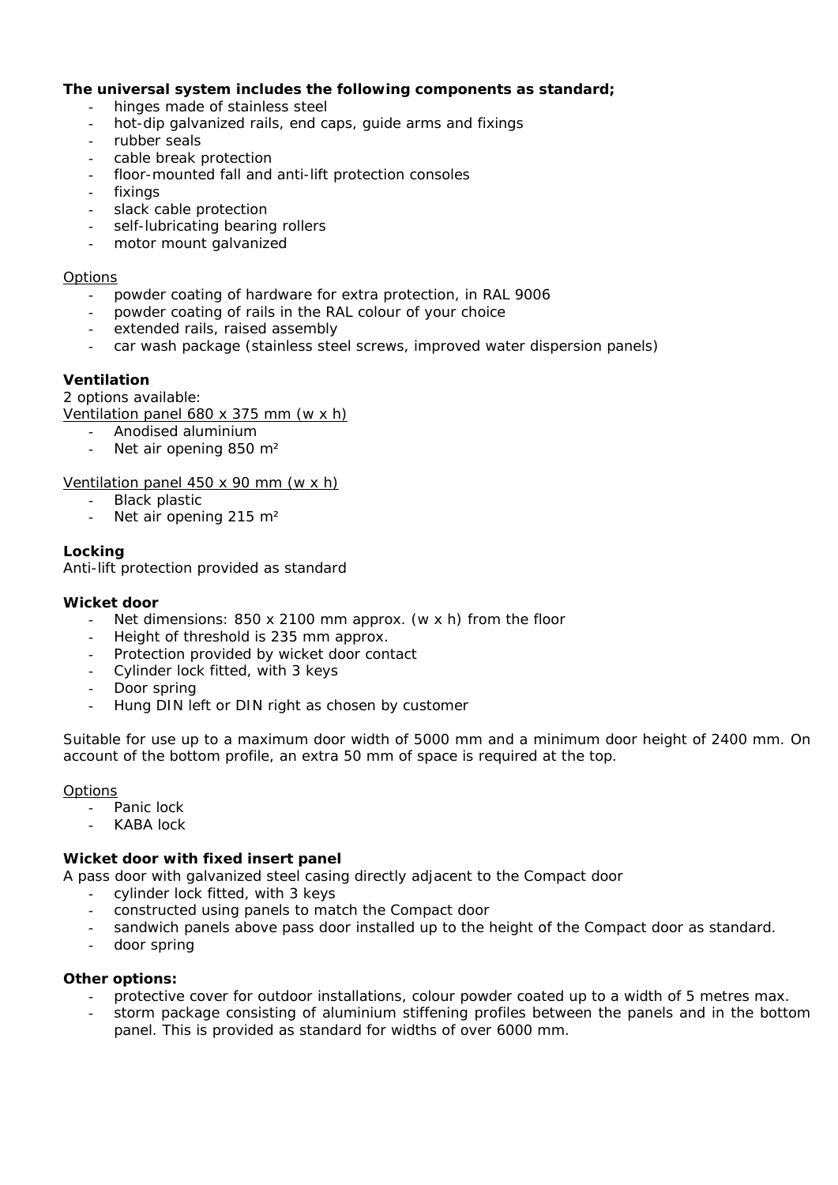**The universal system includes the following components as standard;**

- hinges made of stainless steel
- hot-dip galvanized rails, end caps, guide arms and fixings
- rubber seals
- cable break protection
- floor-mounted fall and anti-lift protection consoles
- fixings
- slack cable protection
- self-lubricating bearing rollers
- motor mount galvanized

Options

- powder coating of hardware for extra protection, in RAL 9006
- powder coating of rails in the RAL colour of your choice
- extended rails, raised assembly
- car wash package (stainless steel screws, improved water dispersion panels)

**Ventilation**

2 options available:

Ventilation panel 680 x 375 mm (w x h)

- Anodised aluminium
- Net air opening 850 m²

Ventilation panel 450 x 90 mm (w x h)

- Black plastic
- Net air opening 215 m²

**Locking**

Anti-lift protection provided as standard

**Wicket door**

- Net dimensions: 850 x 2100 mm approx. (w x h) from the floor
- Height of threshold is 235 mm approx.
- Protection provided by wicket door contact
- Cylinder lock fitted, with 3 keys
- Door spring
- Hung DIN left or DIN right as chosen by customer

Suitable for use up to a maximum door width of 5000 mm and a minimum door height of 2400 mm. On account of the bottom profile, an extra 50 mm of space is required at the top.

Options

- Panic lock
- KABA lock

**Wicket door with fixed insert panel**

A pass door with galvanized steel casing directly adjacent to the Compact door

- cylinder lock fitted, with 3 keys
- constructed using panels to match the Compact door
- sandwich panels above pass door installed up to the height of the Compact door as standard.
- door spring

**Other options:**

- protective cover for outdoor installations, colour powder coated up to a width of 5 metres max.
- storm package consisting of aluminium stiffening profiles between the panels and in the bottom panel. This is provided as standard for widths of over 6000 mm.